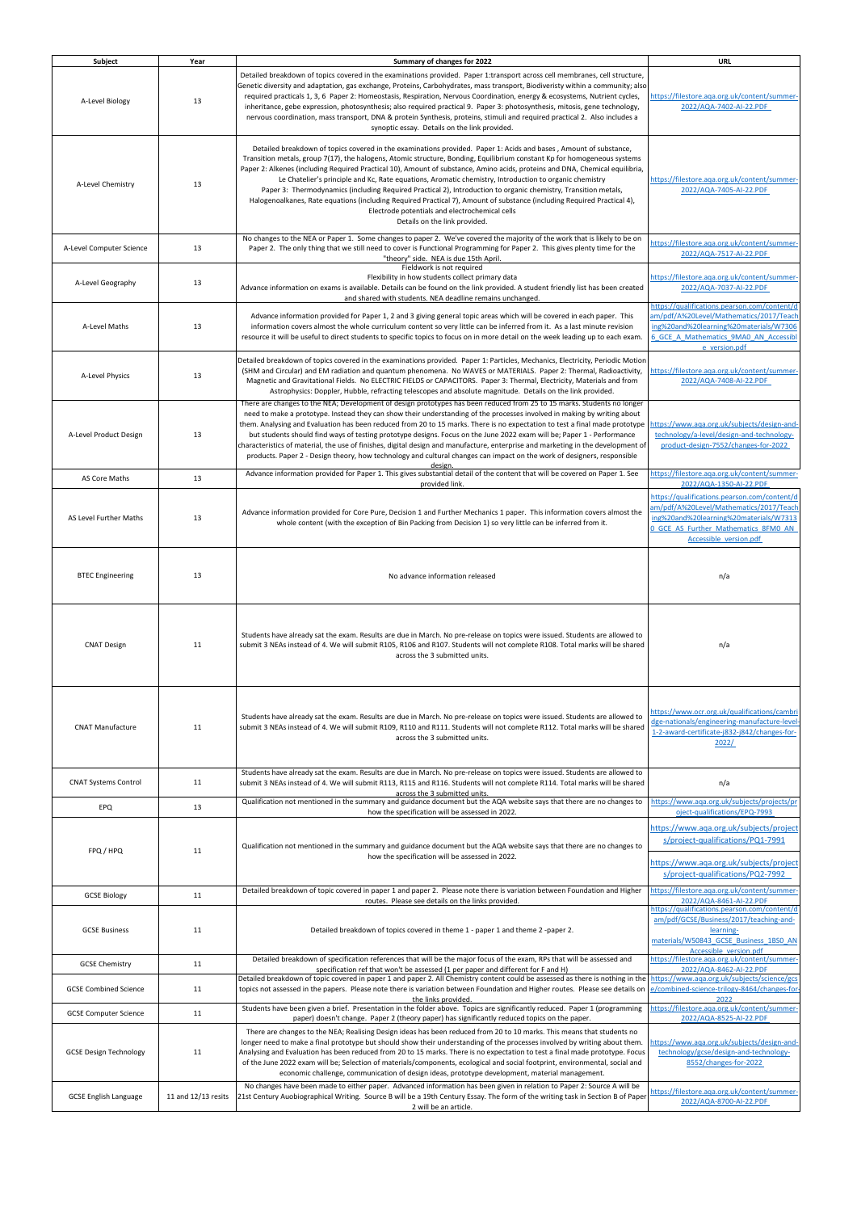| Subject | Year | Summary of changes for 2022 | URL |
|---|---|---|---|
| A-Level Biology | 13 | Detailed breakdown of topics covered in the examinations provided. Paper 1:transport across cell membranes, cell structure, Genetic diversity and adaptation, gas exchange, Proteins, Carbohydrates, mass transport, Biodiveristy within a community; also required practicals 1, 3, 6 Paper 2: Homeostasis, Respiration, Nervous Coordination, energy & ecosystems, Nutrient cycles, inheritance, gebe expression, photosynthesis; also required practical 9. Paper 3: photosynthesis, mitosis, gene technology, nervous coordination, mass transport, DNA & protein Synthesis, proteins, stimuli and required practical 2. Also includes a synoptic essay. Details on the link provided. | https://filestore.aqa.org.uk/content/summer-2022/AQA-7402-AI-22.PDF |
| A-Level Chemistry | 13 | Detailed breakdown of topics covered in the examinations provided. Paper 1: Acids and bases , Amount of substance, Transition metals, group 7(17), the halogens, Atomic structure, Bonding, Equilibrium constant Kp for homogeneous systems Paper 2: Alkenes (including Required Practical 10), Amount of substance, Amino acids, proteins and DNA, Chemical equilibria, Le Chatelier's principle and Kc, Rate equations, Aromatic chemistry, Introduction to organic chemistry Paper 3: Thermodynamics (including Required Practical 2), Introduction to organic chemistry, Transition metals, Halogenoalkanes, Rate equations (including Required Practical 7), Amount of substance (including Required Practical 4), Electrode potentials and electrochemical cells Details on the link provided. | https://filestore.aqa.org.uk/content/summer-2022/AQA-7405-AI-22.PDF |
| A-Level Computer Science | 13 | No changes to the NEA or Paper 1. Some changes to paper 2. We've covered the majority of the work that is likely to be on Paper 2. The only thing that we still need to cover is Functional Programming for Paper 2. This gives plenty time for the "theory" side. NEA is due 15th April. | https://filestore.aqa.org.uk/content/summer-2022/AQA-7517-AI-22.PDF |
| A-Level Geography | 13 | Fieldwork is not required<br>Flexibility in how students collect primary data<br>Advance information on exams is available. Details can be found on the link provided. A student friendly list has been created and shared with students. NEA deadline remains unchanged. | https://filestore.aqa.org.uk/content/summer-2022/AQA-7037-AI-22.PDF |
| A-Level Maths | 13 | Advance information provided for Paper 1, 2 and 3 giving general topic areas which will be covered in each paper. This information covers almost the whole curriculum content so very little can be inferred from it. As a last minute revision resource it will be useful to direct students to specific topics to focus on in more detail on the week leading up to each exam. | https://qualifications.pearson.com/content/dam/pdf/A%20Level/Mathematics/2017/Teaching%20and%20learning%20materials/W73066_GCE_A_Mathematics_9MA0_AN_Accessible_version.pdf |
| A-Level Physics | 13 | Detailed breakdown of topics covered in the examinations provided. Paper 1: Particles, Mechanics, Electricity, Periodic Motion (SHM and Circular) and EM radiation and quantum phenomena. No WAVES or MATERIALS. Paper 2: Thermal, Radioactivity, Magnetic and Gravitational Fields. No ELECTRIC FIELDS or CAPACITORS. Paper 3: Thermal, Electricity, Materials and from Astrophysics: Doppler, Hubble, refracting telescopes and absolute magnitude. Details on the link provided. | https://filestore.aqa.org.uk/content/summer-2022/AQA-7408-AI-22.PDF |
| A-Level Product Design | 13 | There are changes to the NEA; Development of design prototypes has been reduced from 25 to 15 marks. Students no longer need to make a prototype. Instead they can show their understanding of the processes involved in making by writing about them. Analysing and Evaluation has been reduced from 20 to 15 marks. There is no expectation to test a final made prototype but students should find ways of testing prototype designs. Focus on the June 2022 exam will be; Paper 1 - Performance characteristics of material, the use of finishes, digital design and manufacture, enterprise and marketing in the development of products. Paper 2 - Design theory, how technology and cultural changes can impact on the work of designers, responsible design. | https://www.aqa.org.uk/subjects/design-and-technology/a-level/design-and-technology-product-design-7552/changes-for-2022 |
| AS Core Maths | 13 | Advance information provided for Paper 1. This gives substantial detail of the content that will be covered on Paper 1. See provided link. | https://filestore.aqa.org.uk/content/summer-2022/AQA-1350-AI-22.PDF |
| AS Level Further Maths | 13 | Advance information provided for Core Pure, Decision 1 and Further Mechanics 1 paper. This information covers almost the whole content (with the exception of Bin Packing from Decision 1) so very little can be inferred from it. | https://qualifications.pearson.com/content/dam/pdf/A%20Level/Mathematics/2017/Teaching%20and%20learning%20materials/W73130_GCE_AS_Further_Mathematics_8FM0_AN_Accessible_version.pdf |
| BTEC Engineering | 13 | No advance information released | n/a |
| CNAT Design | 11 | Students have already sat the exam. Results are due in March. No pre-release on topics were issued. Students are allowed to submit 3 NEAs instead of 4. We will submit R105, R106 and R107. Students will not complete R108. Total marks will be shared across the 3 submitted units. | n/a |
| CNAT Manufacture | 11 | Students have already sat the exam. Results are due in March. No pre-release on topics were issued. Students are allowed to submit 3 NEAs instead of 4. We will submit R109, R110 and R111. Students will not complete R112. Total marks will be shared across the 3 submitted units. | https://www.ocr.org.uk/qualifications/cambridge-nationals/engineering-manufacture-level-1-2-award-certificate-j832-j842/changes-for-2022/ |
| CNAT Systems Control | 11 | Students have already sat the exam. Results are due in March. No pre-release on topics were issued. Students are allowed to submit 3 NEAs instead of 4. We will submit R113, R115 and R116. Students will not complete R114. Total marks will be shared across the 3 submitted units. | n/a |
| EPQ | 13 | Qualification not mentioned in the summary and guidance document but the AQA website says that there are no changes to how the specification will be assessed in 2022. | https://www.aqa.org.uk/subjects/projects/project-qualifications/EPQ-7993 |
| FPQ / HPQ | 11 | Qualification not mentioned in the summary and guidance document but the AQA website says that there are no changes to how the specification will be assessed in 2022. | https://www.aqa.org.uk/subjects/projects/project-qualifications/PQ1-7991<br>https://www.aqa.org.uk/subjects/projects/project-qualifications/PQ2-7992 |
| GCSE Biology | 11 | Detailed breakdown of topic covered in paper 1 and paper 2. Please note there is variation between Foundation and Higher routes. Please see details on the links provided. | https://filestore.aqa.org.uk/content/summer-2022/AQA-8461-AI-22.PDF |
| GCSE Business | 11 | Detailed breakdown of topics covered in theme 1 - paper 1 and theme 2 -paper 2. | https://qualifications.pearson.com/content/dam/pdf/GCSE/Business/2017/teaching-and-learning-materials/W50843_GCSE_Business_1BS0_AN_Accessible_version.pdf |
| GCSE Chemistry | 11 | Detailed breakdown of specification references that will be the major focus of the exam, RPs that will be assessed and specification ref that won't be assessed (1 per paper and different for F and H) | https://filestore.aqa.org.uk/content/summer-2022/AQA-8462-AI-22.PDF |
| GCSE Combined Science | 11 | Detailed breakdown of topic covered in paper 1 and paper 2. All Chemistry content could be assessed as there is nothing in the topics not assessed in the papers. Please note there is variation between Foundation and Higher routes. Please see details on the links provided. | https://www.aqa.org.uk/subjects/science/gcse/combined-science-trilogy-8464/changes-for-2022 |
| GCSE Computer Science | 11 | Students have been given a brief. Presentation in the folder above. Topics are significantly reduced. Paper 1 (programming paper) doesn't change. Paper 2 (theory paper) has significantly reduced topics on the paper. | https://filestore.aqa.org.uk/content/summer-2022/AQA-8525-AI-22.PDF |
| GCSE Design Technology | 11 | There are changes to the NEA; Realising Design ideas has been reduced from 20 to 10 marks. This means that students no longer need to make a final prototype but should show their understanding of the processes involved by writing about them. Analysing and Evaluation has been reduced from 20 to 15 marks. There is no expectation to test a final made prototype. Focus of the June 2022 exam will be; Selection of materials/components, ecological and social footprint, environmental, social and economic challenge, communication of design ideas, prototype development, material management. | https://www.aqa.org.uk/subjects/design-and-technology/gcse/design-and-technology-8552/changes-for-2022 |
| GCSE English Language | 11 and 12/13 resits | No changes have been made to either paper. Advanced information has been given in relation to Paper 2: Source A will be 21st Century Auobiographical Writing. Source B will be a 19th Century Essay. The form of the writing task in Section B of Paper 2 will be an article. | https://filestore.aqa.org.uk/content/summer-2022/AQA-8700-AI-22.PDF |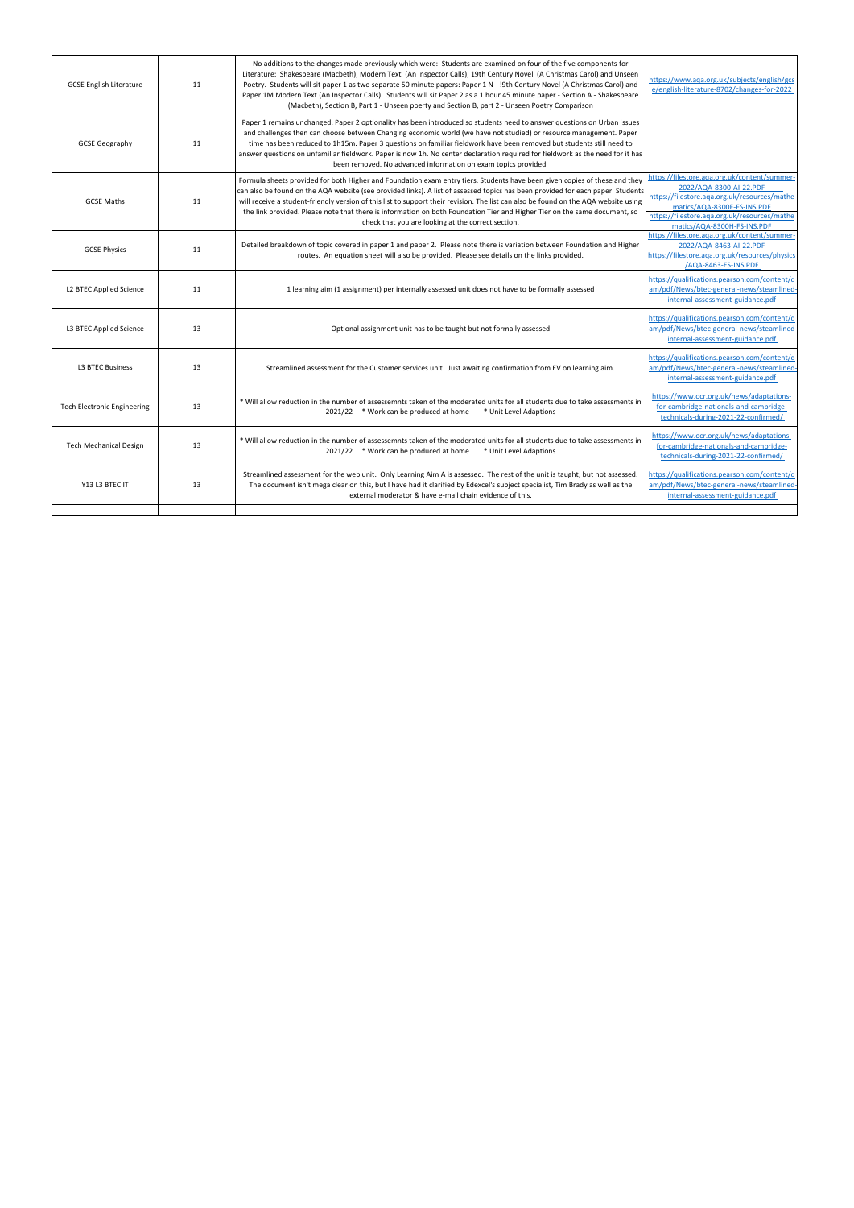| | | | |
|---|---|---|---|
| GCSE English Literature | 11 | No additions to the changes made previously which were: Students are examined on four of the five components for Literature: Shakespeare (Macbeth), Modern Text (An Inspector Calls), 19th Century Novel (A Christmas Carol) and Unseen Poetry. Students will sit paper 1 as two separate 50 minute papers: Paper 1 N - !9th Century Novel (A Christmas Carol) and Paper 1M Modern Text (An Inspector Calls). Students will sit Paper 2 as a 1 hour 45 minute paper - Section A - Shakespeare (Macbeth), Section B, Part 1 - Unseen poerty and Section B, part 2 - Unseen Poetry Comparison | https://www.aqa.org.uk/subjects/english/gcse/english-literature-8702/changes-for-2022 |
| GCSE Geography | 11 | Paper 1 remains unchanged. Paper 2 optionality has been introduced so students need to answer questions on Urban issues and challenges then can choose between Changing economic world (we have not studied) or resource management. Paper time has been reduced to 1h15m. Paper 3 questions on familiar fieldwork have been removed but students still need to answer questions on unfamiliar fieldwork. Paper is now 1h. No center declaration required for fieldwork as the need for it has been removed. No advanced information on exam topics provided. | |
| GCSE Maths | 11 | Formula sheets provided for both Higher and Foundation exam entry tiers. Students have been given copies of these and they can also be found on the AQA website (see provided links). A list of assessed topics has been provided for each paper. Students will receive a student-friendly version of this list to support their revision. The list can also be found on the AQA website using the link provided. Please note that there is information on both Foundation Tier and Higher Tier on the same document, so check that you are looking at the correct section. | https://filestore.aqa.org.uk/content/summer-2022/AQA-8300-AI-22.PDF https://filestore.aqa.org.uk/resources/mathematics/AQA-8300F-FS-INS.PDF https://filestore.aqa.org.uk/resources/mathematics/AQA-8300H-FS-INS.PDF |
| GCSE Physics | 11 | Detailed breakdown of topic covered in paper 1 and paper 2. Please note there is variation between Foundation and Higher routes. An equation sheet will also be provided. Please see details on the links provided. | https://filestore.aqa.org.uk/content/summer-2022/AQA-8463-AI-22.PDF https://filestore.aqa.org.uk/resources/physics/AQA-8463-ES-INS.PDF |
| L2 BTEC Applied Science | 11 | 1 learning aim (1 assignment) per internally assessed unit does not have to be formally assessed | https://qualifications.pearson.com/content/dam/pdf/News/btec-general-news/steamlined-internal-assessment-guidance.pdf |
| L3 BTEC Applied Science | 13 | Optional assignment unit has to be taught but not formally assessed | https://qualifications.pearson.com/content/dam/pdf/News/btec-general-news/steamlined-internal-assessment-guidance.pdf |
| L3 BTEC Business | 13 | Streamlined assessment for the Customer services unit. Just awaiting confirmation from EV on learning aim. | https://qualifications.pearson.com/content/dam/pdf/News/btec-general-news/steamlined-internal-assessment-guidance.pdf |
| Tech Electronic Engineering | 13 | * Will allow reduction in the number of assessemnts taken of the moderated units for all students due to take assessments in 2021/22 * Work can be produced at home * Unit Level Adaptions | https://www.ocr.org.uk/news/adaptations-for-cambridge-nationals-and-cambridge-technicals-during-2021-22-confirmed/ |
| Tech Mechanical Design | 13 | * Will allow reduction in the number of assessemnts taken of the moderated units for all students due to take assessments in 2021/22 * Work can be produced at home * Unit Level Adaptions | https://www.ocr.org.uk/news/adaptations-for-cambridge-nationals-and-cambridge-technicals-during-2021-22-confirmed/ |
| Y13 L3 BTEC IT | 13 | Streamlined assessment for the web unit. Only Learning Aim A is assessed. The rest of the unit is taught, but not assessed. The document isn't mega clear on this, but I have had it clarified by Edexcel's subject specialist, Tim Brady as well as the external moderator & have e-mail chain evidence of this. | https://qualifications.pearson.com/content/dam/pdf/News/btec-general-news/steamlined-internal-assessment-guidance.pdf |
| | | | |